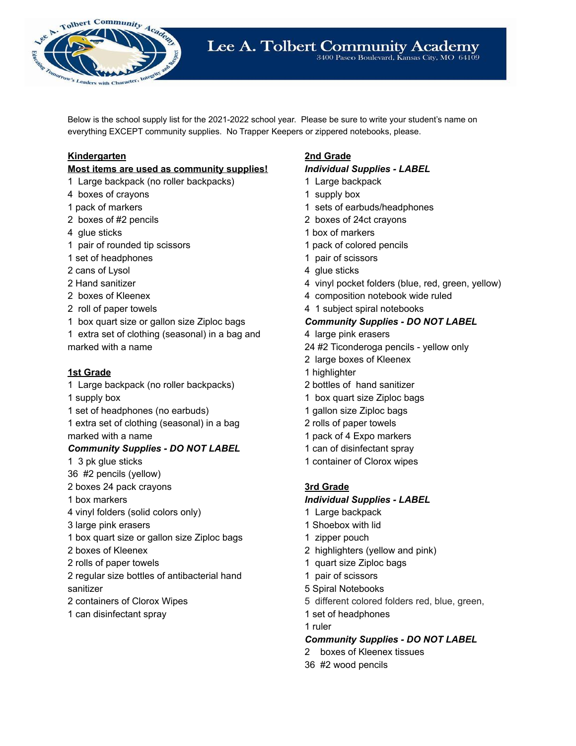# Lee A. Tolbert Community Academy

3400 Paseo Boulevard, Kansas City, MO 64109

Below is the school supply list for the 2021-2022 school year. Please be sure to write your student's name on everything EXCEPT community supplies. No Trapper Keepers or zippered notebooks, please.

## Kindergarten

**Most items are used as community supplies!**

1 Large backpack (no roller backpacks)
4 boxes of crayons
1 pack of markers
2 boxes of #2 pencils
4 glue sticks
1 pair of rounded tip scissors
1 set of headphones
2 cans of Lysol
2 Hand sanitizer
2 boxes of Kleenex
2 roll of paper towels
1 box quart size or gallon size Ziploc bags
1 extra set of clothing (seasonal) in a bag and marked with a name

## 1st Grade

1 Large backpack (no roller backpacks)
1 supply box
1 set of headphones (no earbuds)
1 extra set of clothing (seasonal) in a bag marked with a name

***Community Supplies - DO NOT LABEL***

1 3 pk glue sticks
36 #2 pencils (yellow)
2 boxes 24 pack crayons
1 box markers
4 vinyl folders (solid colors only)
3 large pink erasers
1 box quart size or gallon size Ziploc bags
2 boxes of Kleenex
2 rolls of paper towels
2 regular size bottles of antibacterial hand sanitizer
2 containers of Clorox Wipes
1 can disinfectant spray

## 2nd Grade

***Individual Supplies - LABEL***

1 Large backpack
1 supply box
1 sets of earbuds/headphones
2 boxes of 24ct crayons
1 box of markers
1 pack of colored pencils
1 pair of scissors
4 glue sticks
4 vinyl pocket folders (blue, red, green, yellow)
4 composition notebook wide ruled
4 1 subject spiral notebooks

***Community Supplies - DO NOT LABEL***

4 large pink erasers
24 #2 Ticonderoga pencils - yellow only
2 large boxes of Kleenex
1 highlighter
2 bottles of hand sanitizer
1 box quart size Ziploc bags
1 gallon size Ziploc bags
2 rolls of paper towels
1 pack of 4 Expo markers
1 can of disinfectant spray
1 container of Clorox wipes

## 3rd Grade

***Individual Supplies - LABEL***

1 Large backpack
1 Shoebox with lid
1 zipper pouch
2 highlighters (yellow and pink)
1 quart size Ziploc bags
1 pair of scissors
5 Spiral Notebooks
5 different colored folders red, blue, green,
1 set of headphones
1 ruler

***Community Supplies - DO NOT LABEL***

2 boxes of Kleenex tissues
36 #2 wood pencils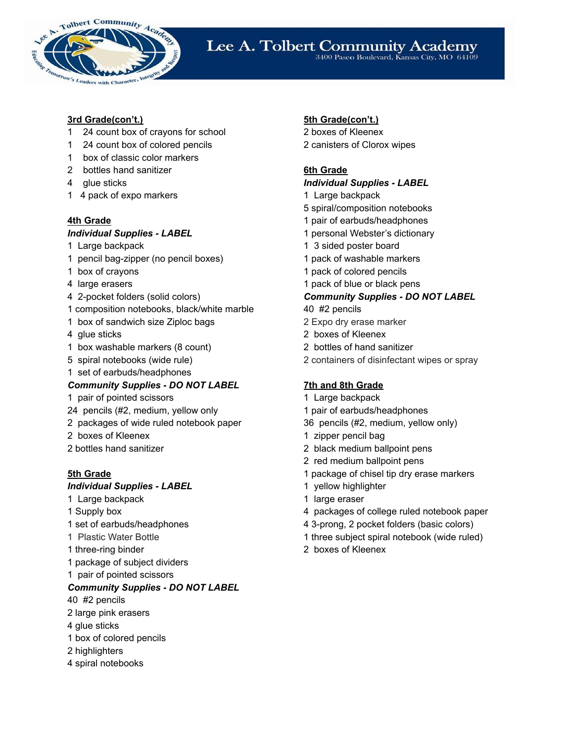# Lee A. Tolbert Community Academy

3400 Paseo Boulevard, Kansas City, MO 64109

**3rd Grade(con't.)**

- 1 24 count box of crayons for school
- 1 24 count box of colored pencils
- 1 box of classic color markers
- 2 bottles hand sanitizer
- 4 glue sticks
- 1 4 pack of expo markers

**4th Grade**

***Individual Supplies - LABEL***

- 1 Large backpack
- 1 pencil bag-zipper (no pencil boxes)
- 1 box of crayons
- 4 large erasers
- 4 2-pocket folders (solid colors)
- 1 composition notebooks, black/white marble
- 1 box of sandwich size Ziploc bags
- 4 glue sticks
- 1 box washable markers (8 count)
- 5 spiral notebooks (wide rule)
- 1 set of earbuds/headphones

***Community Supplies - DO NOT LABEL***

- 1 pair of pointed scissors
- 24 pencils (#2, medium, yellow only
- 2 packages of wide ruled notebook paper
- 2 boxes of Kleenex
- 2 bottles hand sanitizer

**5th Grade**

***Individual Supplies - LABEL***

- 1 Large backpack
- 1 Supply box
- 1 set of earbuds/headphones
- 1 Plastic Water Bottle
- 1 three-ring binder
- 1 package of subject dividers
- 1 pair of pointed scissors

***Community Supplies - DO NOT LABEL***

- 40 #2 pencils
- 2 large pink erasers
- 4 glue sticks
- 1 box of colored pencils
- 2 highlighters
- 4 spiral notebooks

**5th Grade(con't.)**

- 2 boxes of Kleenex
- 2 canisters of Clorox wipes

**6th Grade**

***Individual Supplies - LABEL***

- 1 Large backpack
- 5 spiral/composition notebooks
- 1 pair of earbuds/headphones
- 1 personal Webster's dictionary
- 1 3 sided poster board
- 1 pack of washable markers
- 1 pack of colored pencils
- 1 pack of blue or black pens

***Community Supplies - DO NOT LABEL***

- 40 #2 pencils
- 2 Expo dry erase marker
- 2 boxes of Kleenex
- 2 bottles of hand sanitizer
- 2 containers of disinfectant wipes or spray

**7th and 8th Grade**

- 1 Large backpack
- 1 pair of earbuds/headphones
- 36 pencils (#2, medium, yellow only)
- 1 zipper pencil bag
- 2 black medium ballpoint pens
- 2 red medium ballpoint pens
- 1 package of chisel tip dry erase markers
- 1 yellow highlighter
- 1 large eraser
- 4 packages of college ruled notebook paper
- 4 3-prong, 2 pocket folders (basic colors)
- 1 three subject spiral notebook (wide ruled)
- 2 boxes of Kleenex